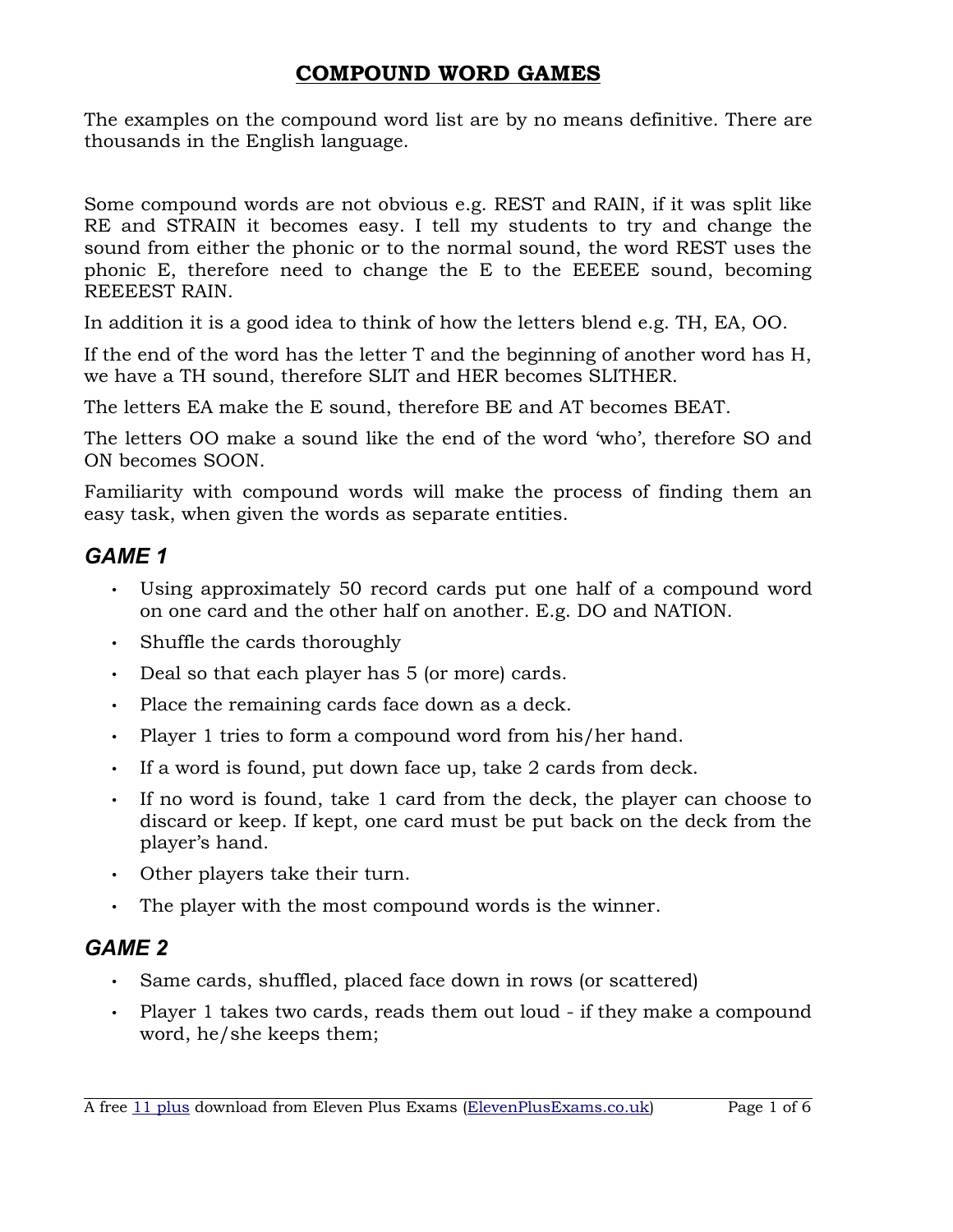# COMPOUND WORD GAMES

The examples on the compound word list are by no means definitive. There are thousands in the English language.

Some compound words are not obvious e.g. REST and RAIN, if it was split like RE and STRAIN it becomes easy. I tell my students to try and change the sound from either the phonic or to the normal sound, the word REST uses the phonic E, therefore need to change the E to the EEEEE sound, becoming REEEEST RAIN.

In addition it is a good idea to think of how the letters blend e.g. TH, EA, OO.

If the end of the word has the letter T and the beginning of another word has H, we have a TH sound, therefore SLIT and HER becomes SLITHER.

The letters EA make the E sound, therefore BE and AT becomes BEAT.

The letters OO make a sound like the end of the word 'who', therefore SO and ON becomes SOON.

Familiarity with compound words will make the process of finding them an easy task, when given the words as separate entities.

## *GAME 1*

- Using approximately 50 record cards put one half of a compound word on one card and the other half on another. E.g. DO and NATION.
- Shuffle the cards thoroughly
- Deal so that each player has 5 (or more) cards.
- Place the remaining cards face down as a deck.
- Player 1 tries to form a compound word from his/her hand.
- If a word is found, put down face up, take 2 cards from deck.
- If no word is found, take 1 card from the deck, the player can choose to discard or keep. If kept, one card must be put back on the deck from the player's hand.
- Other players take their turn.
- The player with the most compound words is the winner.

## *GAME 2*

- Same cards, shuffled, placed face down in rows (or scattered)
- Player 1 takes two cards, reads them out loud - if they make a compound word, he/she keeps them;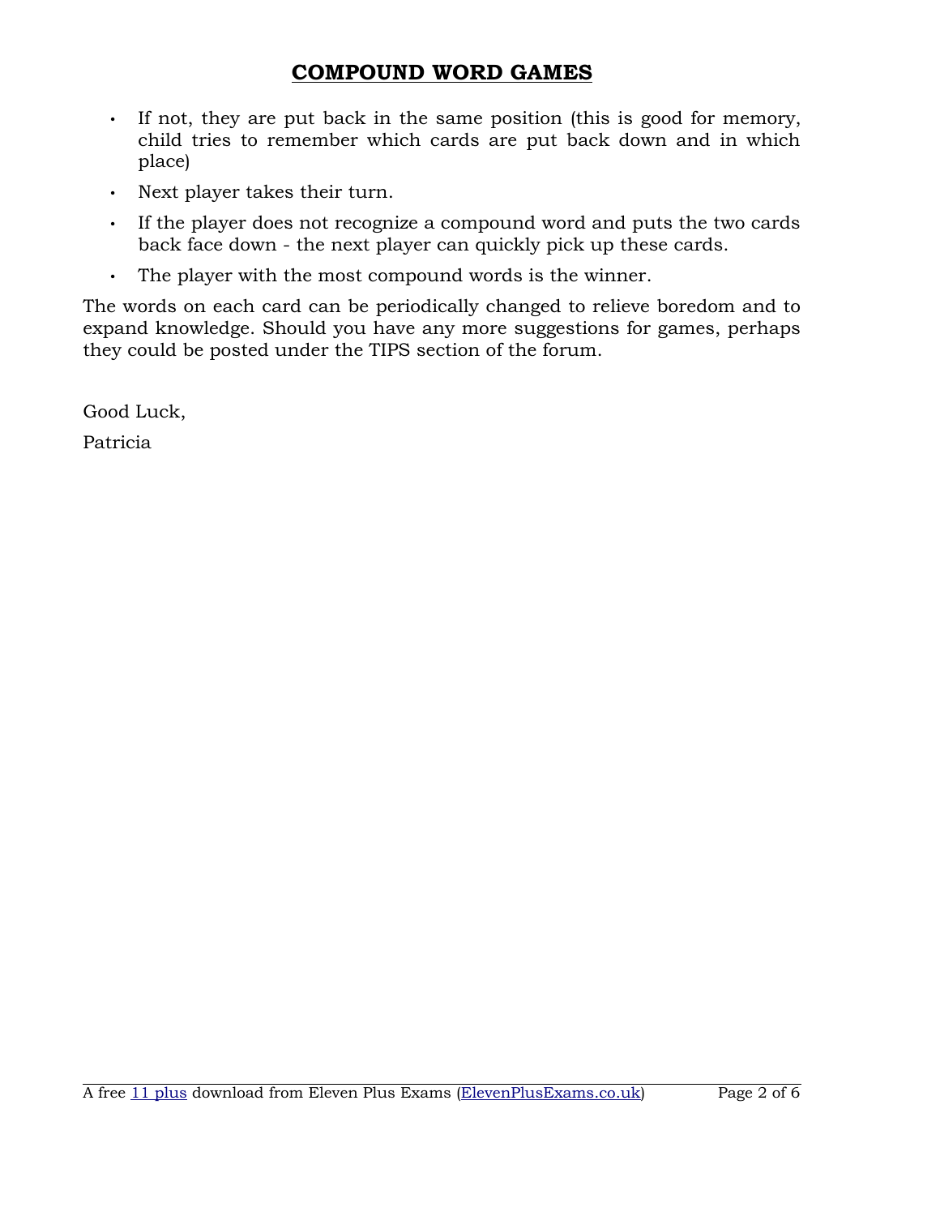# COMPOUND WORD GAMES

- If not, they are put back in the same position (this is good for memory, child tries to remember which cards are put back down and in which place)
- Next player takes their turn.
- If the player does not recognize a compound word and puts the two cards back face down - the next player can quickly pick up these cards.
- The player with the most compound words is the winner.

The words on each card can be periodically changed to relieve boredom and to expand knowledge. Should you have any more suggestions for games, perhaps they could be posted under the TIPS section of the forum.

Good Luck,

Patricia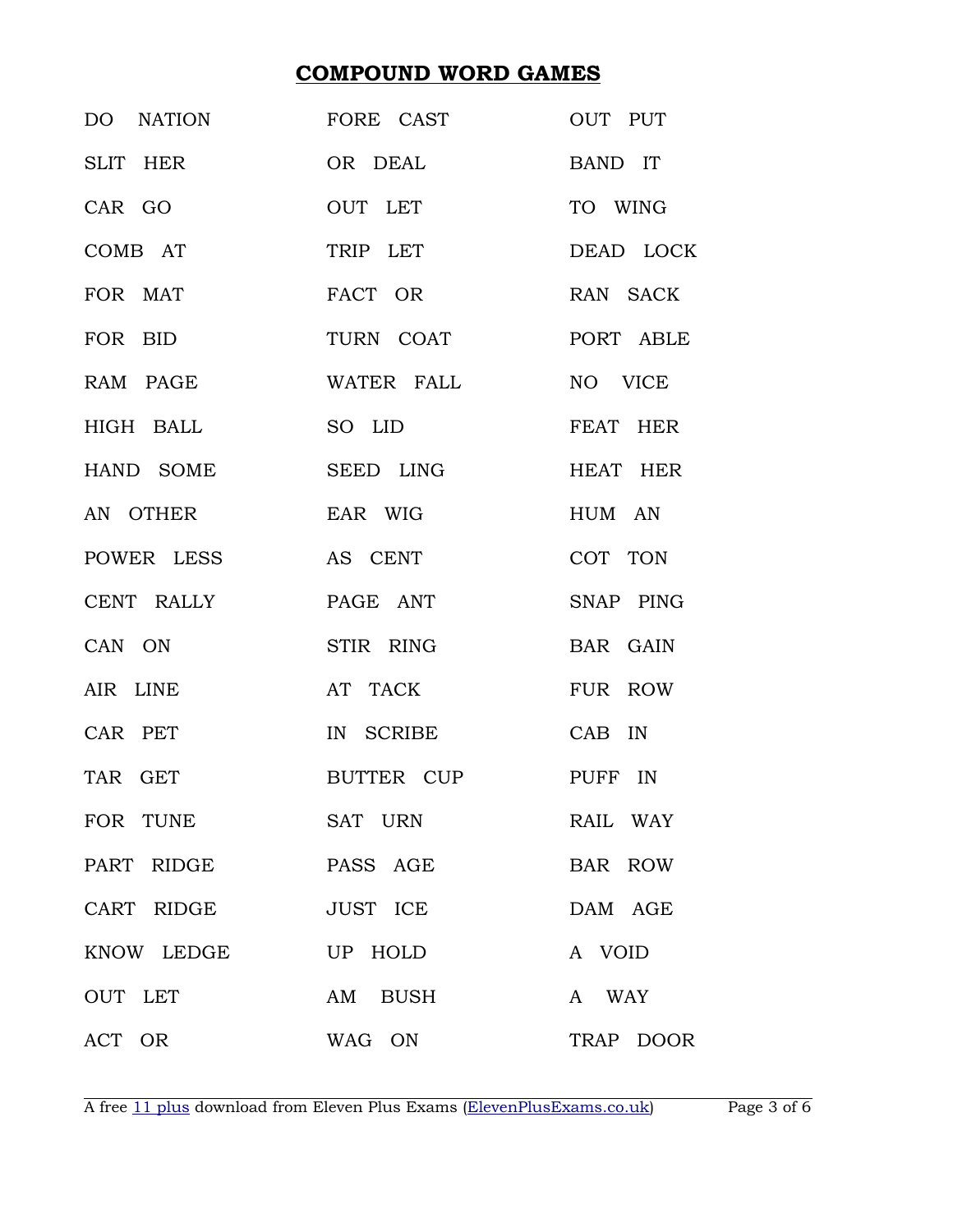# COMPOUND WORD GAMES

| | | |
|---|---|---|
| DO NATION | FORE CAST | OUT PUT |
| SLIT HER | OR DEAL | BAND IT |
| CAR GO | OUT LET | TO WING |
| COMB AT | TRIP LET | DEAD LOCK |
| FOR MAT | FACT OR | RAN SACK |
| FOR BID | TURN COAT | PORT ABLE |
| RAM PAGE | WATER FALL | NO VICE |
| HIGH BALL | SO LID | FEAT HER |
| HAND SOME | SEED LING | HEAT HER |
| AN OTHER | EAR WIG | HUM AN |
| POWER LESS | AS CENT | COT TON |
| CENT RALLY | PAGE ANT | SNAP PING |
| CAN ON | STIR RING | BAR GAIN |
| AIR LINE | AT TACK | FUR ROW |
| CAR PET | IN SCRIBE | CAB IN |
| TAR GET | BUTTER CUP | PUFF IN |
| FOR TUNE | SAT URN | RAIL WAY |
| PART RIDGE | PASS AGE | BAR ROW |
| CART RIDGE | JUST ICE | DAM AGE |
| KNOW LEDGE | UP HOLD | A VOID |
| OUT LET | AM BUSH | A WAY |
| ACT OR | WAG ON | TRAP DOOR |

A free 11 plus download from Eleven Plus Exams (ElevenPlusExams.co.uk)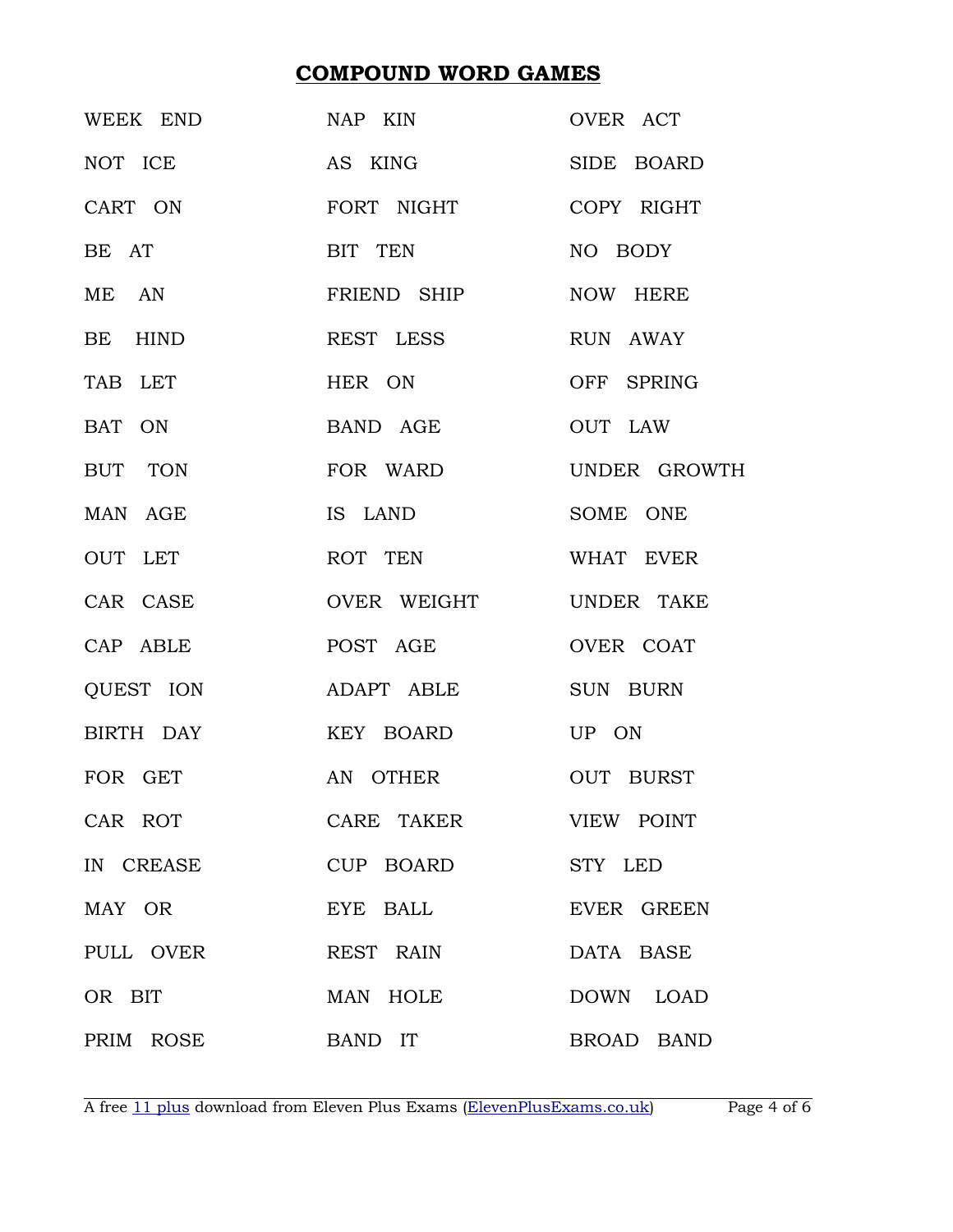# COMPOUND WORD GAMES

| | | |
|---|---|---|
| WEEK END | NAP KIN | OVER ACT |
| NOT ICE | AS KING | SIDE BOARD |
| CART ON | FORT NIGHT | COPY RIGHT |
| BE AT | BIT TEN | NO BODY |
| ME AN | FRIEND SHIP | NOW HERE |
| BE HIND | REST LESS | RUN AWAY |
| TAB LET | HER ON | OFF SPRING |
| BAT ON | BAND AGE | OUT LAW |
| BUT TON | FOR WARD | UNDER GROWTH |
| MAN AGE | IS LAND | SOME ONE |
| OUT LET | ROT TEN | WHAT EVER |
| CAR CASE | OVER WEIGHT | UNDER TAKE |
| CAP ABLE | POST AGE | OVER COAT |
| QUEST ION | ADAPT ABLE | SUN BURN |
| BIRTH DAY | KEY BOARD | UP ON |
| FOR GET | AN OTHER | OUT BURST |
| CAR ROT | CARE TAKER | VIEW POINT |
| IN CREASE | CUP BOARD | STY LED |
| MAY OR | EYE BALL | EVER GREEN |
| PULL OVER | REST RAIN | DATA BASE |
| OR BIT | MAN HOLE | DOWN LOAD |
| PRIM ROSE | BAND IT | BROAD BAND |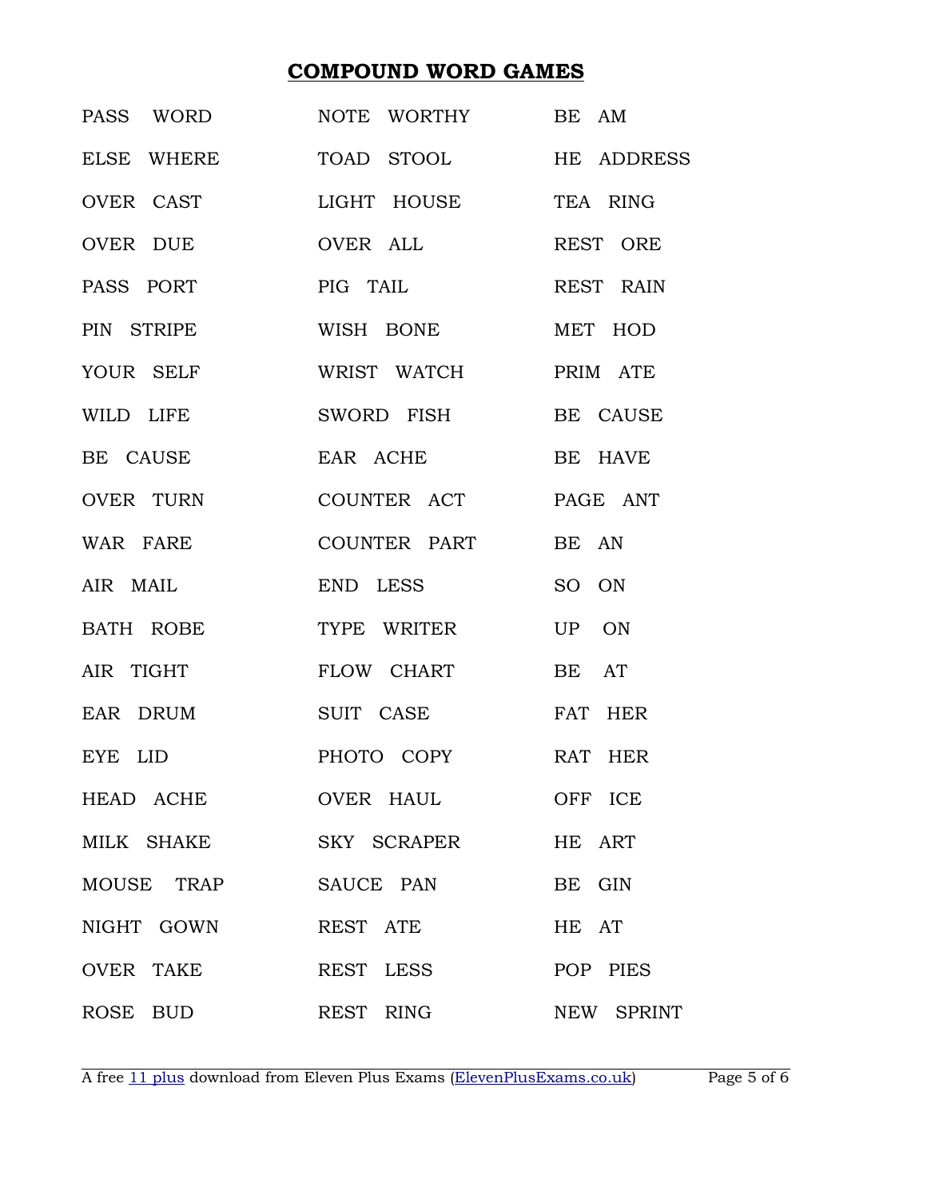# COMPOUND WORD GAMES

| | | |
|---|---|---|
| PASS WORD | NOTE WORTHY | BE AM |
| ELSE WHERE | TOAD STOOL | HE ADDRESS |
| OVER CAST | LIGHT HOUSE | TEA RING |
| OVER DUE | OVER ALL | REST ORE |
| PASS PORT | PIG TAIL | REST RAIN |
| PIN STRIPE | WISH BONE | MET HOD |
| YOUR SELF | WRIST WATCH | PRIM ATE |
| WILD LIFE | SWORD FISH | BE CAUSE |
| BE CAUSE | EAR ACHE | BE HAVE |
| OVER TURN | COUNTER ACT | PAGE ANT |
| WAR FARE | COUNTER PART | BE AN |
| AIR MAIL | END LESS | SO ON |
| BATH ROBE | TYPE WRITER | UP ON |
| AIR TIGHT | FLOW CHART | BE AT |
| EAR DRUM | SUIT CASE | FAT HER |
| EYE LID | PHOTO COPY | RAT HER |
| HEAD ACHE | OVER HAUL | OFF ICE |
| MILK SHAKE | SKY SCRAPER | HE ART |
| MOUSE TRAP | SAUCE PAN | BE GIN |
| NIGHT GOWN | REST ATE | HE AT |
| OVER TAKE | REST LESS | POP PIES |
| ROSE BUD | REST RING | NEW SPRINT |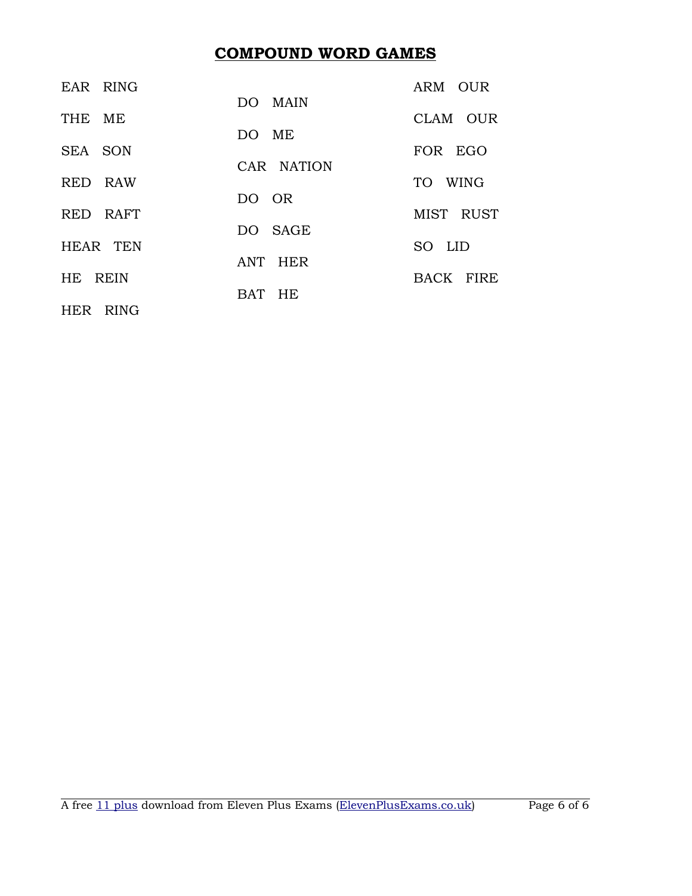# COMPOUND WORD GAMES

EAR RING

THE ME

SEA SON

RED RAW

RED RAFT

HEAR TEN

HE REIN

HER RING

DO MAIN

DO ME

CAR NATION

DO OR

DO SAGE

ANT HER

BAT HE

ARM OUR

CLAM OUR

FOR EGO

TO WING

MIST RUST

SO LID

BACK FIRE

A free 11 plus download from Eleven Plus Exams (ElevenPlusExams.co.uk)